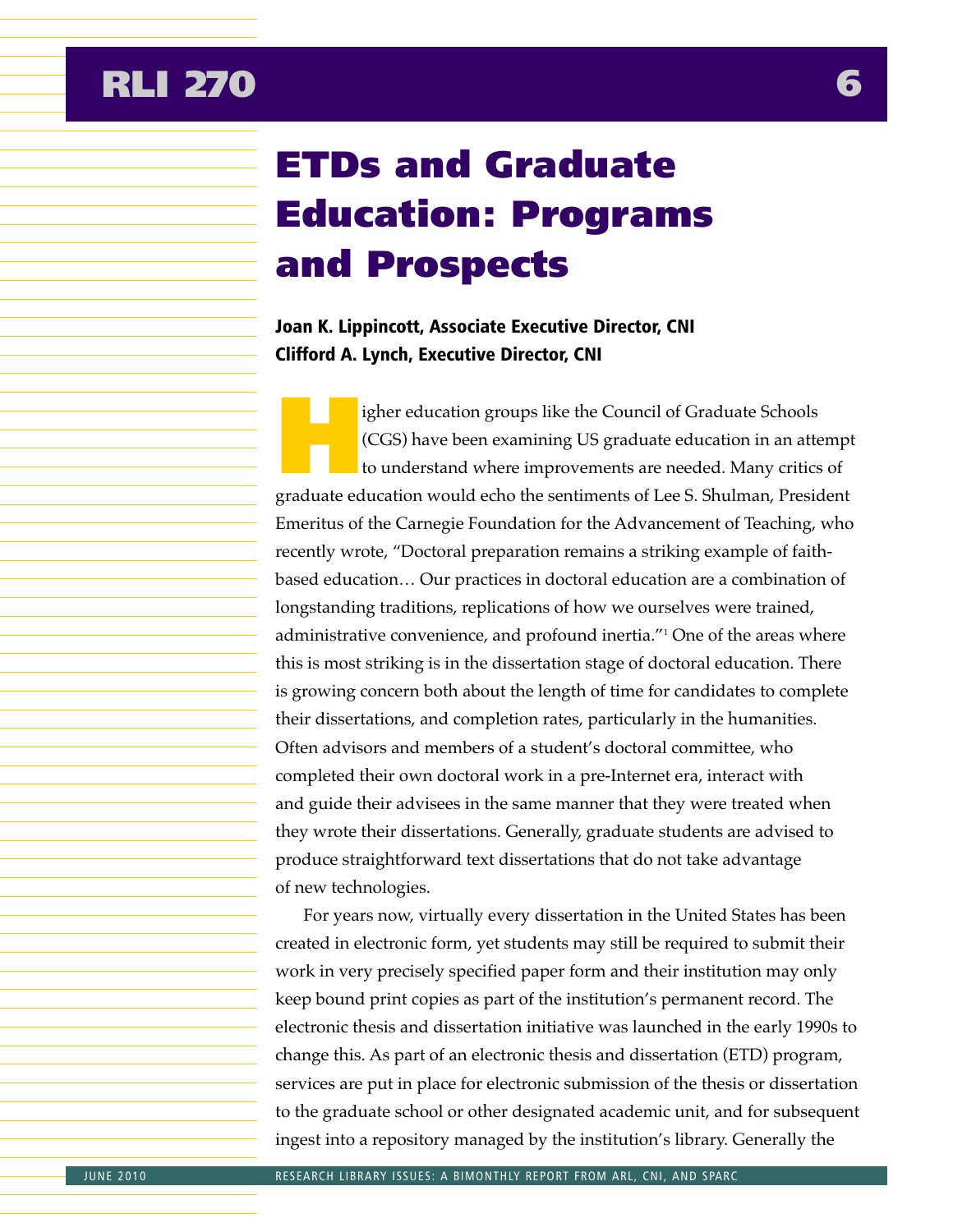# ETDs and Graduate Education: Programs and Prospects

**Joan K. Lippincott, Associate Executive Director, CNI**
**Clifford A. Lynch, Executive Director, CNI**

Higher education groups like the Council of Graduate Schools (CGS) have been examining US graduate education in an attempt to understand where improvements are needed. Many critics of graduate education would echo the sentiments of Lee S. Shulman, President Emeritus of the Carnegie Foundation for the Advancement of Teaching, who recently wrote, "Doctoral preparation remains a striking example of faith-based education… Our practices in doctoral education are a combination of longstanding traditions, replications of how we ourselves were trained, administrative convenience, and profound inertia."[1] One of the areas where this is most striking is in the dissertation stage of doctoral education. There is growing concern both about the length of time for candidates to complete their dissertations, and completion rates, particularly in the humanities. Often advisors and members of a student's doctoral committee, who completed their own doctoral work in a pre-Internet era, interact with and guide their advisees in the same manner that they were treated when they wrote their dissertations. Generally, graduate students are advised to produce straightforward text dissertations that do not take advantage of new technologies.

For years now, virtually every dissertation in the United States has been created in electronic form, yet students may still be required to submit their work in very precisely specified paper form and their institution may only keep bound print copies as part of the institution's permanent record. The electronic thesis and dissertation initiative was launched in the early 1990s to change this. As part of an electronic thesis and dissertation (ETD) program, services are put in place for electronic submission of the thesis or dissertation to the graduate school or other designated academic unit, and for subsequent ingest into a repository managed by the institution's library. Generally the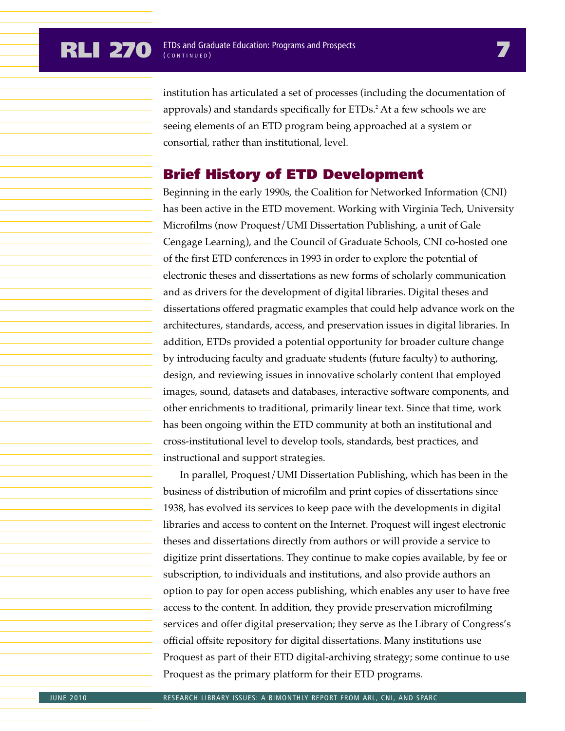institution has articulated a set of processes (including the documentation of approvals) and standards specifically for ETDs.[2] At a few schools we are seeing elements of an ETD program being approached at a system or consortial, rather than institutional, level.

## Brief History of ETD Development

Beginning in the early 1990s, the Coalition for Networked Information (CNI) has been active in the ETD movement. Working with Virginia Tech, University Microfilms (now Proquest/UMI Dissertation Publishing, a unit of Gale Cengage Learning), and the Council of Graduate Schools, CNI co-hosted one of the first ETD conferences in 1993 in order to explore the potential of electronic theses and dissertations as new forms of scholarly communication and as drivers for the development of digital libraries. Digital theses and dissertations offered pragmatic examples that could help advance work on the architectures, standards, access, and preservation issues in digital libraries. In addition, ETDs provided a potential opportunity for broader culture change by introducing faculty and graduate students (future faculty) to authoring, design, and reviewing issues in innovative scholarly content that employed images, sound, datasets and databases, interactive software components, and other enrichments to traditional, primarily linear text. Since that time, work has been ongoing within the ETD community at both an institutional and cross-institutional level to develop tools, standards, best practices, and instructional and support strategies.

In parallel, Proquest/UMI Dissertation Publishing, which has been in the business of distribution of microfilm and print copies of dissertations since 1938, has evolved its services to keep pace with the developments in digital libraries and access to content on the Internet. Proquest will ingest electronic theses and dissertations directly from authors or will provide a service to digitize print dissertations. They continue to make copies available, by fee or subscription, to individuals and institutions, and also provide authors an option to pay for open access publishing, which enables any user to have free access to the content. In addition, they provide preservation microfilming services and offer digital preservation; they serve as the Library of Congress's official offsite repository for digital dissertations. Many institutions use Proquest as part of their ETD digital-archiving strategy; some continue to use Proquest as the primary platform for their ETD programs.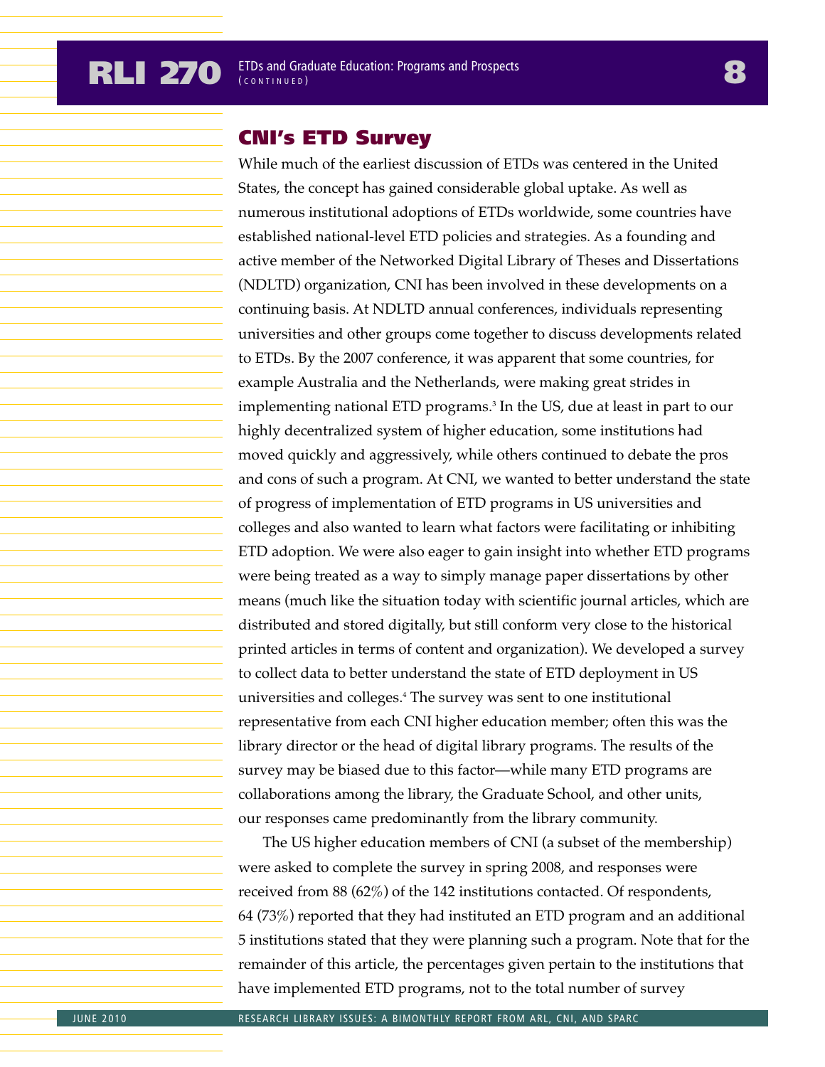## CNI's ETD Survey

While much of the earliest discussion of ETDs was centered in the United States, the concept has gained considerable global uptake. As well as numerous institutional adoptions of ETDs worldwide, some countries have established national-level ETD policies and strategies. As a founding and active member of the Networked Digital Library of Theses and Dissertations (NDLTD) organization, CNI has been involved in these developments on a continuing basis. At NDLTD annual conferences, individuals representing universities and other groups come together to discuss developments related to ETDs. By the 2007 conference, it was apparent that some countries, for example Australia and the Netherlands, were making great strides in implementing national ETD programs.[3] In the US, due at least in part to our highly decentralized system of higher education, some institutions had moved quickly and aggressively, while others continued to debate the pros and cons of such a program. At CNI, we wanted to better understand the state of progress of implementation of ETD programs in US universities and colleges and also wanted to learn what factors were facilitating or inhibiting ETD adoption. We were also eager to gain insight into whether ETD programs were being treated as a way to simply manage paper dissertations by other means (much like the situation today with scientific journal articles, which are distributed and stored digitally, but still conform very close to the historical printed articles in terms of content and organization). We developed a survey to collect data to better understand the state of ETD deployment in US universities and colleges.[4] The survey was sent to one institutional representative from each CNI higher education member; often this was the library director or the head of digital library programs. The results of the survey may be biased due to this factor—while many ETD programs are collaborations among the library, the Graduate School, and other units, our responses came predominantly from the library community.

The US higher education members of CNI (a subset of the membership) were asked to complete the survey in spring 2008, and responses were received from 88 (62%) of the 142 institutions contacted. Of respondents, 64 (73%) reported that they had instituted an ETD program and an additional 5 institutions stated that they were planning such a program. Note that for the remainder of this article, the percentages given pertain to the institutions that have implemented ETD programs, not to the total number of survey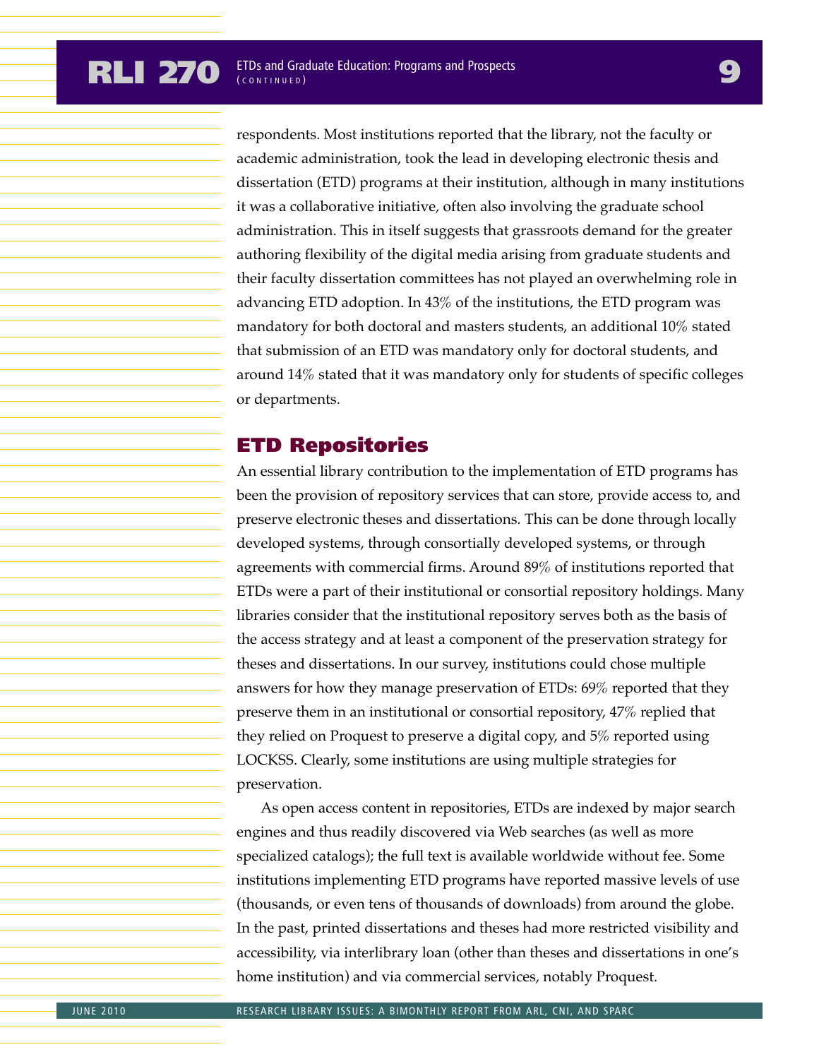respondents. Most institutions reported that the library, not the faculty or academic administration, took the lead in developing electronic thesis and dissertation (ETD) programs at their institution, although in many institutions it was a collaborative initiative, often also involving the graduate school administration. This in itself suggests that grassroots demand for the greater authoring flexibility of the digital media arising from graduate students and their faculty dissertation committees has not played an overwhelming role in advancing ETD adoption. In 43% of the institutions, the ETD program was mandatory for both doctoral and masters students, an additional 10% stated that submission of an ETD was mandatory only for doctoral students, and around 14% stated that it was mandatory only for students of specific colleges or departments.

## ETD Repositories

An essential library contribution to the implementation of ETD programs has been the provision of repository services that can store, provide access to, and preserve electronic theses and dissertations. This can be done through locally developed systems, through consortially developed systems, or through agreements with commercial firms. Around 89% of institutions reported that ETDs were a part of their institutional or consortial repository holdings. Many libraries consider that the institutional repository serves both as the basis of the access strategy and at least a component of the preservation strategy for theses and dissertations. In our survey, institutions could chose multiple answers for how they manage preservation of ETDs: 69% reported that they preserve them in an institutional or consortial repository, 47% replied that they relied on Proquest to preserve a digital copy, and 5% reported using LOCKSS. Clearly, some institutions are using multiple strategies for preservation.

As open access content in repositories, ETDs are indexed by major search engines and thus readily discovered via Web searches (as well as more specialized catalogs); the full text is available worldwide without fee. Some institutions implementing ETD programs have reported massive levels of use (thousands, or even tens of thousands of downloads) from around the globe. In the past, printed dissertations and theses had more restricted visibility and accessibility, via interlibrary loan (other than theses and dissertations in one's home institution) and via commercial services, notably Proquest.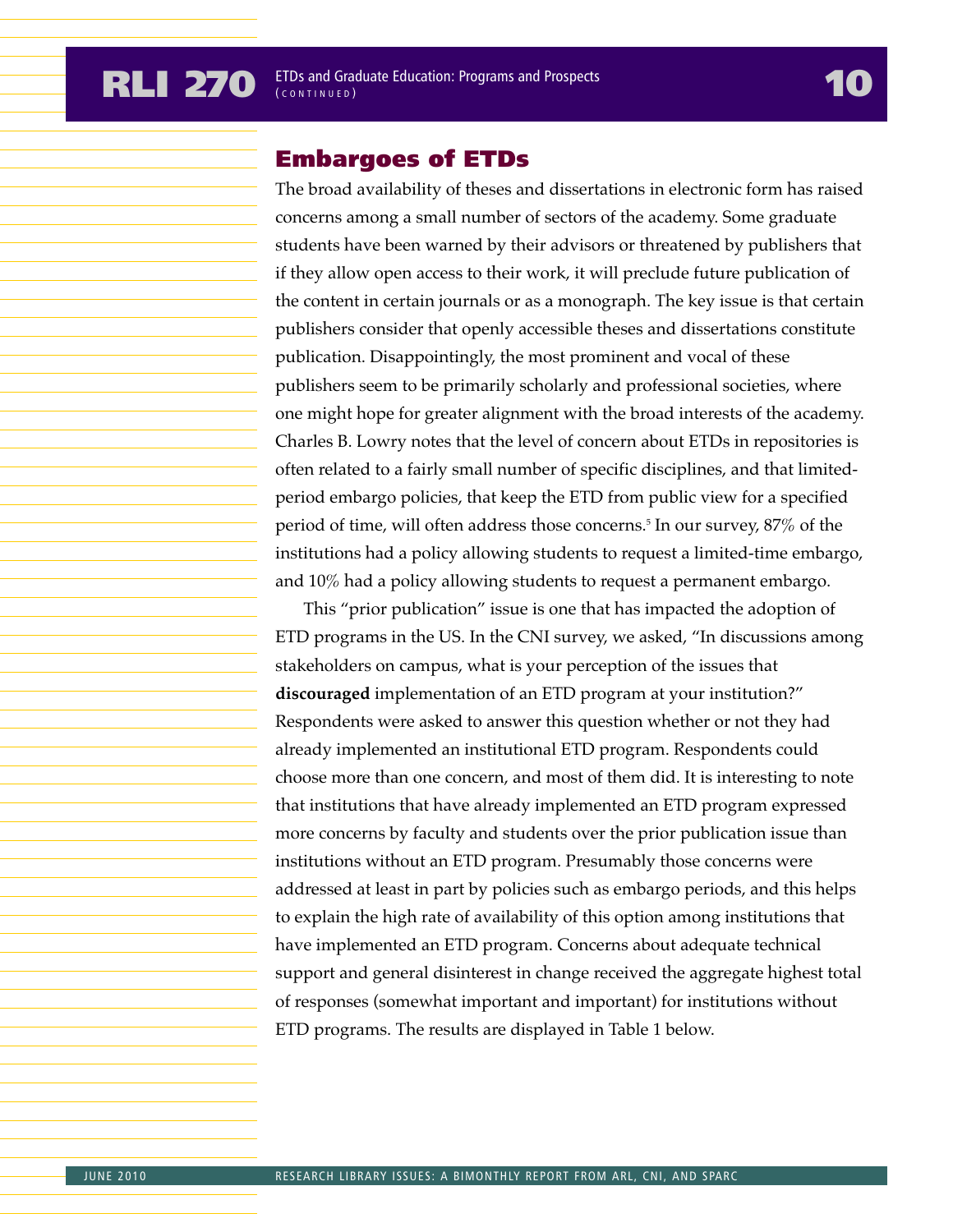## Embargoes of ETDs

The broad availability of theses and dissertations in electronic form has raised concerns among a small number of sectors of the academy. Some graduate students have been warned by their advisors or threatened by publishers that if they allow open access to their work, it will preclude future publication of the content in certain journals or as a monograph. The key issue is that certain publishers consider that openly accessible theses and dissertations constitute publication. Disappointingly, the most prominent and vocal of these publishers seem to be primarily scholarly and professional societies, where one might hope for greater alignment with the broad interests of the academy. Charles B. Lowry notes that the level of concern about ETDs in repositories is often related to a fairly small number of specific disciplines, and that limited-period embargo policies, that keep the ETD from public view for a specified period of time, will often address those concerns.[5] In our survey, 87% of the institutions had a policy allowing students to request a limited-time embargo, and 10% had a policy allowing students to request a permanent embargo.

This "prior publication" issue is one that has impacted the adoption of ETD programs in the US. In the CNI survey, we asked, "In discussions among stakeholders on campus, what is your perception of the issues that **discouraged** implementation of an ETD program at your institution?" Respondents were asked to answer this question whether or not they had already implemented an institutional ETD program. Respondents could choose more than one concern, and most of them did. It is interesting to note that institutions that have already implemented an ETD program expressed more concerns by faculty and students over the prior publication issue than institutions without an ETD program. Presumably those concerns were addressed at least in part by policies such as embargo periods, and this helps to explain the high rate of availability of this option among institutions that have implemented an ETD program. Concerns about adequate technical support and general disinterest in change received the aggregate highest total of responses (somewhat important and important) for institutions without ETD programs. The results are displayed in Table 1 below.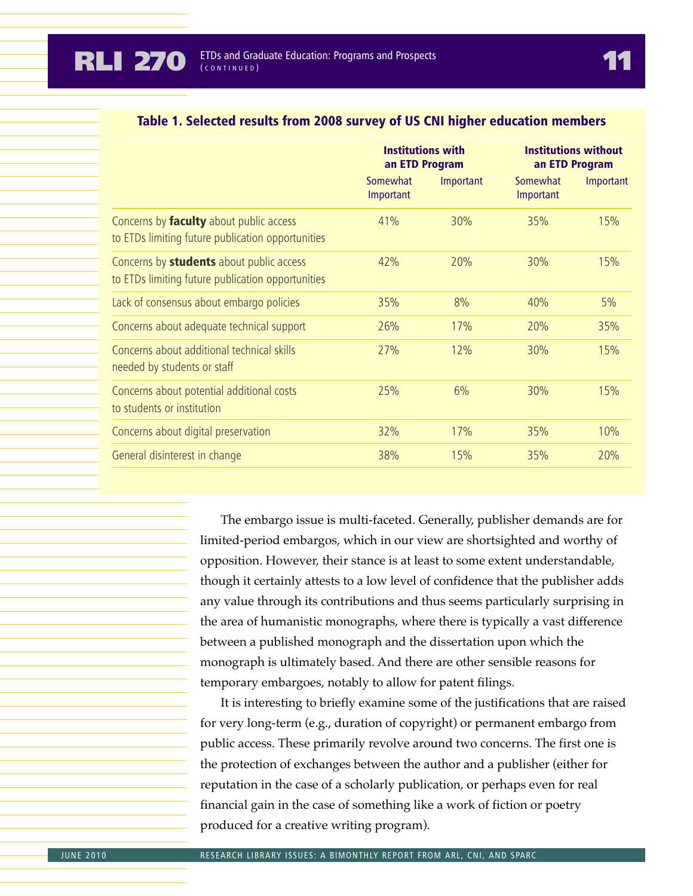**Table 1. Selected results from 2008 survey of US CNI higher education members**

| | Institutions with an ETD Program | | Institutions without an ETD Program | |
|---|---|---|---|---|
| | Somewhat Important | Important | Somewhat Important | Important |
| Concerns by **faculty** about public access to ETDs limiting future publication opportunities | 41% | 30% | 35% | 15% |
| Concerns by **students** about public access to ETDs limiting future publication opportunities | 42% | 20% | 30% | 15% |
| Lack of consensus about embargo policies | 35% | 8% | 40% | 5% |
| Concerns about adequate technical support | 26% | 17% | 20% | 35% |
| Concerns about additional technical skills needed by students or staff | 27% | 12% | 30% | 15% |
| Concerns about potential additional costs to students or institution | 25% | 6% | 30% | 15% |
| Concerns about digital preservation | 32% | 17% | 35% | 10% |
| General disinterest in change | 38% | 15% | 35% | 20% |

The embargo issue is multi-faceted. Generally, publisher demands are for limited-period embargos, which in our view are shortsighted and worthy of opposition. However, their stance is at least to some extent understandable, though it certainly attests to a low level of confidence that the publisher adds any value through its contributions and thus seems particularly surprising in the area of humanistic monographs, where there is typically a vast difference between a published monograph and the dissertation upon which the monograph is ultimately based. And there are other sensible reasons for temporary embargoes, notably to allow for patent filings.

It is interesting to briefly examine some of the justifications that are raised for very long-term (e.g., duration of copyright) or permanent embargo from public access. These primarily revolve around two concerns. The first one is the protection of exchanges between the author and a publisher (either for reputation in the case of a scholarly publication, or perhaps even for real financial gain in the case of something like a work of fiction or poetry produced for a creative writing program).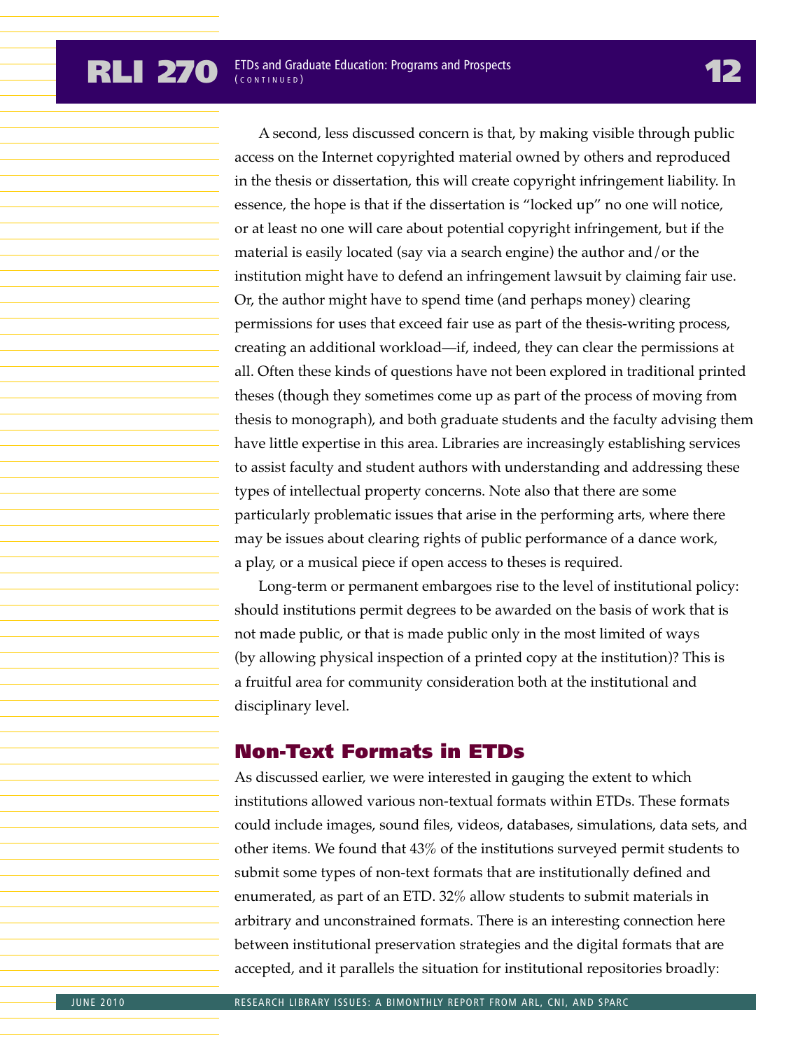A second, less discussed concern is that, by making visible through public access on the Internet copyrighted material owned by others and reproduced in the thesis or dissertation, this will create copyright infringement liability. In essence, the hope is that if the dissertation is "locked up" no one will notice, or at least no one will care about potential copyright infringement, but if the material is easily located (say via a search engine) the author and/or the institution might have to defend an infringement lawsuit by claiming fair use. Or, the author might have to spend time (and perhaps money) clearing permissions for uses that exceed fair use as part of the thesis-writing process, creating an additional workload—if, indeed, they can clear the permissions at all. Often these kinds of questions have not been explored in traditional printed theses (though they sometimes come up as part of the process of moving from thesis to monograph), and both graduate students and the faculty advising them have little expertise in this area. Libraries are increasingly establishing services to assist faculty and student authors with understanding and addressing these types of intellectual property concerns. Note also that there are some particularly problematic issues that arise in the performing arts, where there may be issues about clearing rights of public performance of a dance work, a play, or a musical piece if open access to theses is required.

Long-term or permanent embargoes rise to the level of institutional policy: should institutions permit degrees to be awarded on the basis of work that is not made public, or that is made public only in the most limited of ways (by allowing physical inspection of a printed copy at the institution)? This is a fruitful area for community consideration both at the institutional and disciplinary level.

## Non-Text Formats in ETDs

As discussed earlier, we were interested in gauging the extent to which institutions allowed various non-textual formats within ETDs. These formats could include images, sound files, videos, databases, simulations, data sets, and other items. We found that 43% of the institutions surveyed permit students to submit some types of non-text formats that are institutionally defined and enumerated, as part of an ETD. 32% allow students to submit materials in arbitrary and unconstrained formats. There is an interesting connection here between institutional preservation strategies and the digital formats that are accepted, and it parallels the situation for institutional repositories broadly: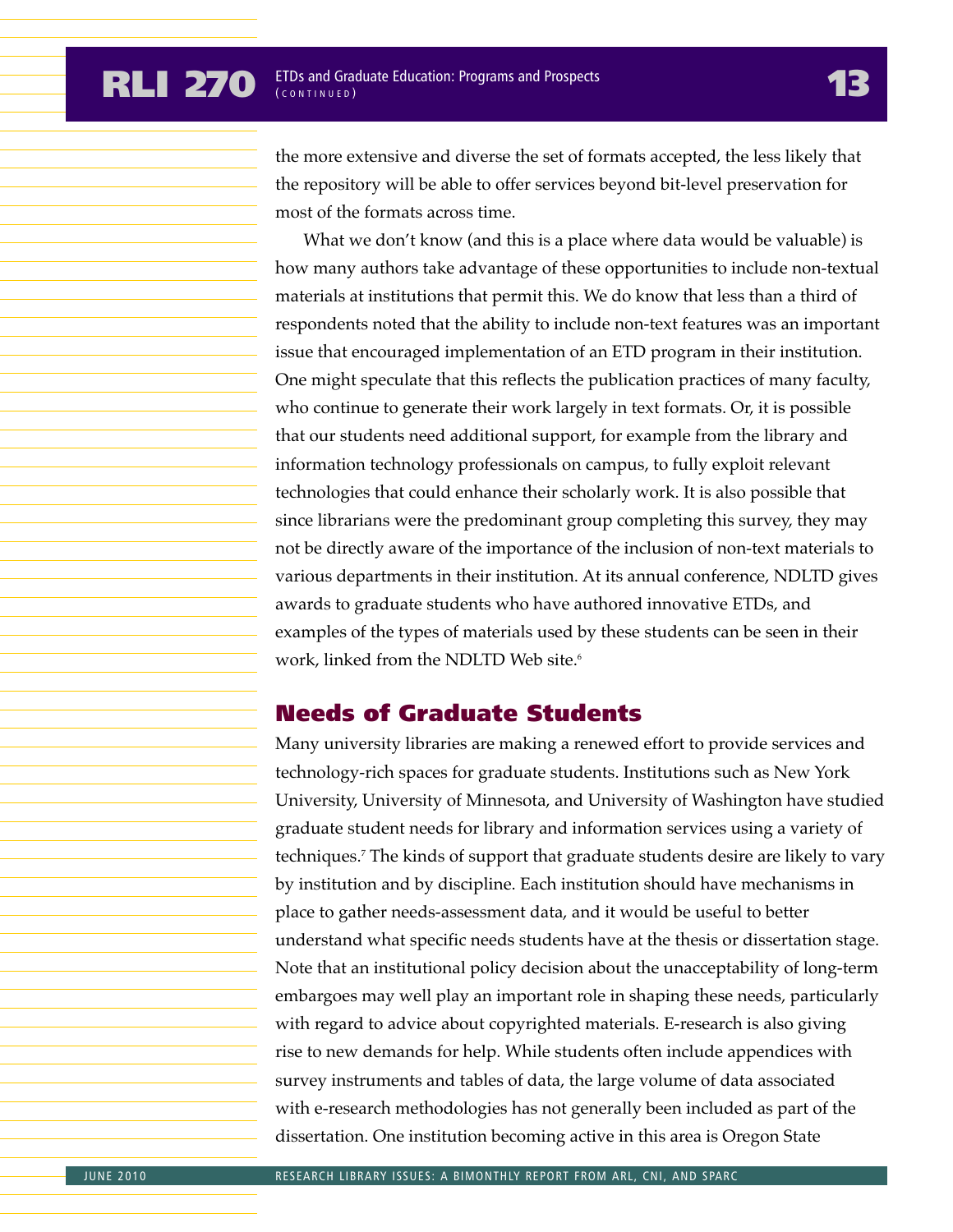the more extensive and diverse the set of formats accepted, the less likely that the repository will be able to offer services beyond bit-level preservation for most of the formats across time.

What we don't know (and this is a place where data would be valuable) is how many authors take advantage of these opportunities to include non-textual materials at institutions that permit this. We do know that less than a third of respondents noted that the ability to include non-text features was an important issue that encouraged implementation of an ETD program in their institution. One might speculate that this reflects the publication practices of many faculty, who continue to generate their work largely in text formats. Or, it is possible that our students need additional support, for example from the library and information technology professionals on campus, to fully exploit relevant technologies that could enhance their scholarly work. It is also possible that since librarians were the predominant group completing this survey, they may not be directly aware of the importance of the inclusion of non-text materials to various departments in their institution. At its annual conference, NDLTD gives awards to graduate students who have authored innovative ETDs, and examples of the types of materials used by these students can be seen in their work, linked from the NDLTD Web site.[6]

## Needs of Graduate Students

Many university libraries are making a renewed effort to provide services and technology-rich spaces for graduate students. Institutions such as New York University, University of Minnesota, and University of Washington have studied graduate student needs for library and information services using a variety of techniques.[7] The kinds of support that graduate students desire are likely to vary by institution and by discipline. Each institution should have mechanisms in place to gather needs-assessment data, and it would be useful to better understand what specific needs students have at the thesis or dissertation stage. Note that an institutional policy decision about the unacceptability of long-term embargoes may well play an important role in shaping these needs, particularly with regard to advice about copyrighted materials. E-research is also giving rise to new demands for help. While students often include appendices with survey instruments and tables of data, the large volume of data associated with e-research methodologies has not generally been included as part of the dissertation. One institution becoming active in this area is Oregon State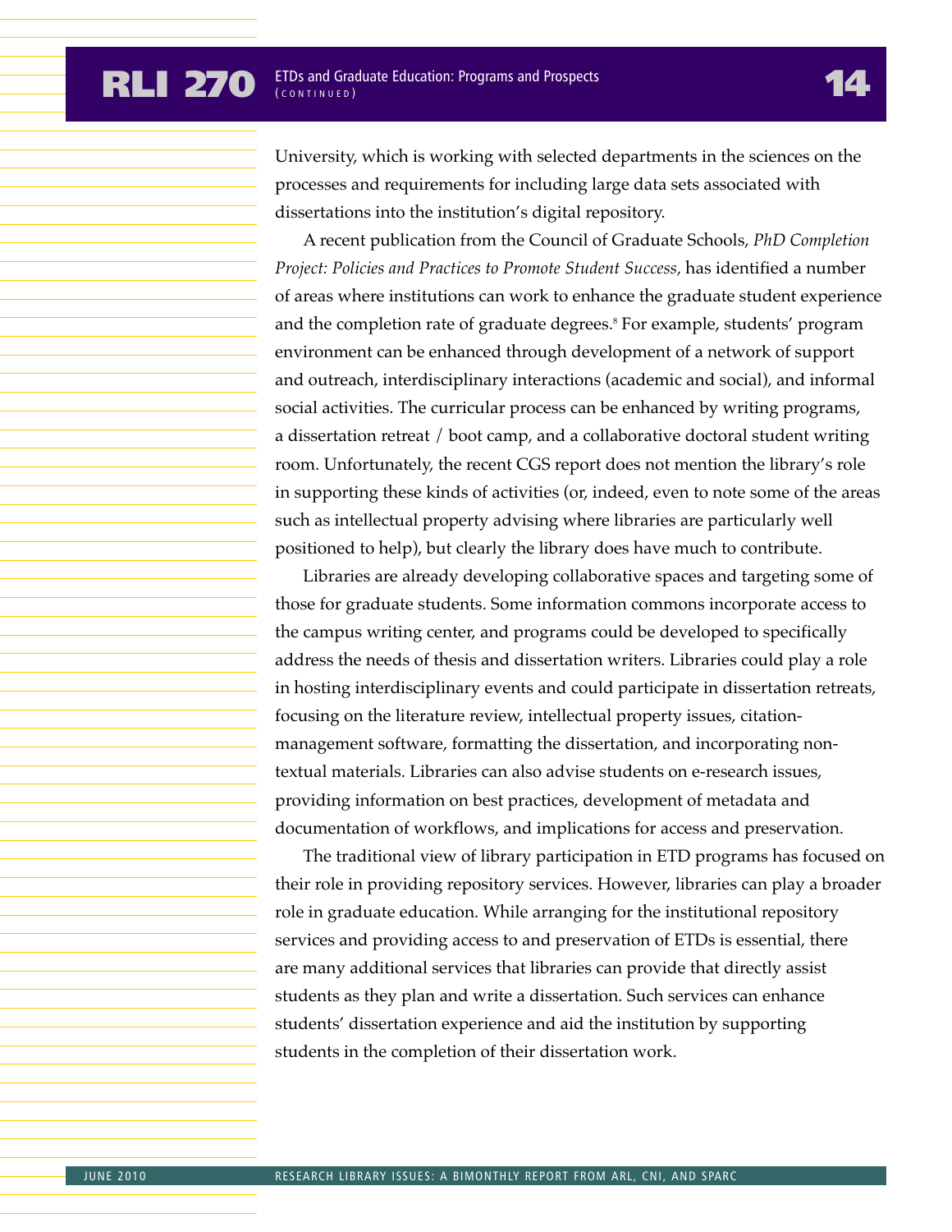University, which is working with selected departments in the sciences on the processes and requirements for including large data sets associated with dissertations into the institution's digital repository.

A recent publication from the Council of Graduate Schools, *PhD Completion Project: Policies and Practices to Promote Student Success*, has identified a number of areas where institutions can work to enhance the graduate student experience and the completion rate of graduate degrees.[8] For example, students' program environment can be enhanced through development of a network of support and outreach, interdisciplinary interactions (academic and social), and informal social activities. The curricular process can be enhanced by writing programs, a dissertation retreat / boot camp, and a collaborative doctoral student writing room. Unfortunately, the recent CGS report does not mention the library's role in supporting these kinds of activities (or, indeed, even to note some of the areas such as intellectual property advising where libraries are particularly well positioned to help), but clearly the library does have much to contribute.

Libraries are already developing collaborative spaces and targeting some of those for graduate students. Some information commons incorporate access to the campus writing center, and programs could be developed to specifically address the needs of thesis and dissertation writers. Libraries could play a role in hosting interdisciplinary events and could participate in dissertation retreats, focusing on the literature review, intellectual property issues, citation-management software, formatting the dissertation, and incorporating non-textual materials. Libraries can also advise students on e-research issues, providing information on best practices, development of metadata and documentation of workflows, and implications for access and preservation.

The traditional view of library participation in ETD programs has focused on their role in providing repository services. However, libraries can play a broader role in graduate education. While arranging for the institutional repository services and providing access to and preservation of ETDs is essential, there are many additional services that libraries can provide that directly assist students as they plan and write a dissertation. Such services can enhance students' dissertation experience and aid the institution by supporting students in the completion of their dissertation work.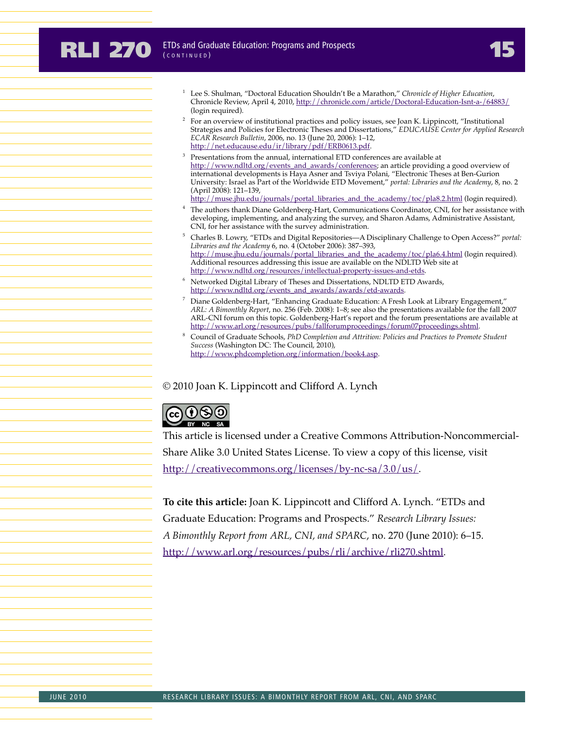[1] Lee S. Shulman, "Doctoral Education Shouldn't Be a Marathon," *Chronicle of Higher Education*, Chronicle Review, April 4, 2010, http://chronicle.com/article/Doctoral-Education-Isnt-a-/64883/ (login required).

[2] For an overview of institutional practices and policy issues, see Joan K. Lippincott, "Institutional Strategies and Policies for Electronic Theses and Dissertations," *EDUCAUSE Center for Applied Research ECAR Research Bulletin*, 2006, no. 13 (June 20, 2006): 1–12, http://net.educause.edu/ir/library/pdf/ERB0613.pdf.

[3] Presentations from the annual, international ETD conferences are available at http://www.ndltd.org/events_and_awards/conferences; an article providing a good overview of international developments is Haya Asner and Tsviya Polani, "Electronic Theses at Ben-Gurion University: Israel as Part of the Worldwide ETD Movement," *portal: Libraries and the Academy*, 8, no. 2 (April 2008): 121–139, http://muse.jhu.edu/journals/portal_libraries_and_the_academy/toc/pla8.2.html (login required).

[4] The authors thank Diane Goldenberg-Hart, Communications Coordinator, CNI, for her assistance with developing, implementing, and analyzing the survey, and Sharon Adams, Administrative Assistant, CNI, for her assistance with the survey administration.

[5] Charles B. Lowry, "ETDs and Digital Repositories—A Disciplinary Challenge to Open Access?" *portal: Libraries and the Academy* 6, no. 4 (October 2006): 387–393, http://muse.jhu.edu/journals/portal_libraries_and_the_academy/toc/pla6.4.html (login required). Additional resources addressing this issue are available on the NDLTD Web site at http://www.ndltd.org/resources/intellectual-property-issues-and-etds.

[6] Networked Digital Library of Theses and Dissertations, NDLTD ETD Awards, http://www.ndltd.org/events_and_awards/awards/etd-awards.

[7] Diane Goldenberg-Hart, "Enhancing Graduate Education: A Fresh Look at Library Engagement," *ARL: A Bimonthly Report*, no. 256 (Feb. 2008): 1–8; see also the presentations available for the fall 2007 ARL-CNI forum on this topic. Goldenberg-Hart's report and the forum presentations are available at http://www.arl.org/resources/pubs/fallforumproceedings/forum07proceedings.shtml.

[8] Council of Graduate Schools, *PhD Completion and Attrition: Policies and Practices to Promote Student Success* (Washington DC: The Council, 2010), http://www.phdcompletion.org/information/book4.asp.

© 2010 Joan K. Lippincott and Clifford A. Lynch

This article is licensed under a Creative Commons Attribution-Noncommercial-Share Alike 3.0 United States License. To view a copy of this license, visit http://creativecommons.org/licenses/by-nc-sa/3.0/us/.

**To cite this article:** Joan K. Lippincott and Clifford A. Lynch. "ETDs and Graduate Education: Programs and Prospects." *Research Library Issues: A Bimonthly Report from ARL, CNI, and SPARC*, no. 270 (June 2010): 6–15. http://www.arl.org/resources/pubs/rli/archive/rli270.shtml.